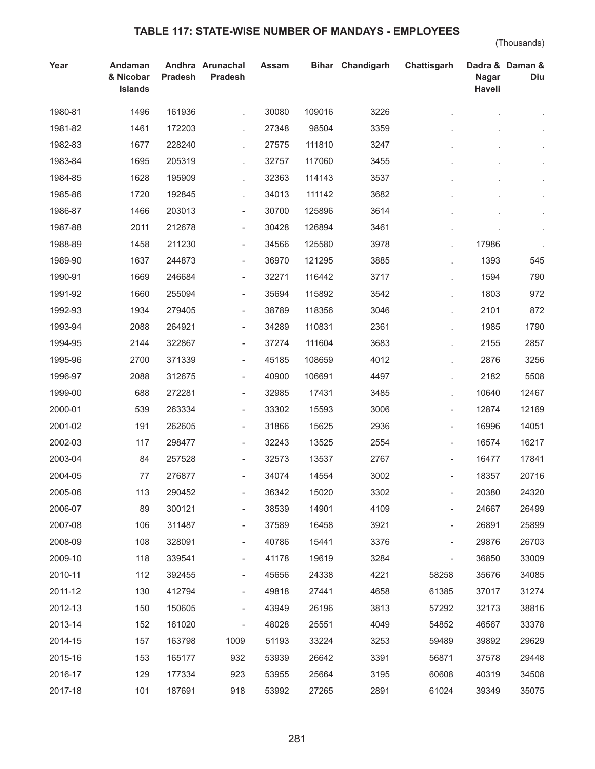## TABLE 117: STATE-WISE NUMBER OF MANDAYS - EMPLOYEES

(Thousands)

| Year | Andaman & Nicobar Islands | Andhra Pradesh | Arunachal Pradesh | Assam | Bihar | Chandigarh | Chattisgarh | Dadra & Nagar Haveli | Daman & Diu |
|---|---|---|---|---|---|---|---|---|---|
| 1980-81 | 1496 | 161936 | . | 30080 | 109016 | 3226 | . | . | . |
| 1981-82 | 1461 | 172203 | . | 27348 | 98504 | 3359 | . | . | . |
| 1982-83 | 1677 | 228240 | . | 27575 | 111810 | 3247 | . | . | . |
| 1983-84 | 1695 | 205319 | . | 32757 | 117060 | 3455 | . | . | . |
| 1984-85 | 1628 | 195909 | . | 32363 | 114143 | 3537 | . | . | . |
| 1985-86 | 1720 | 192845 | . | 34013 | 111142 | 3682 | . | . | . |
| 1986-87 | 1466 | 203013 | - | 30700 | 125896 | 3614 | . | . | . |
| 1987-88 | 2011 | 212678 | - | 30428 | 126894 | 3461 | . | . | . |
| 1988-89 | 1458 | 211230 | - | 34566 | 125580 | 3978 | . | 17986 | . |
| 1989-90 | 1637 | 244873 | - | 36970 | 121295 | 3885 | . | 1393 | 545 |
| 1990-91 | 1669 | 246684 | - | 32271 | 116442 | 3717 | . | 1594 | 790 |
| 1991-92 | 1660 | 255094 | - | 35694 | 115892 | 3542 | . | 1803 | 972 |
| 1992-93 | 1934 | 279405 | - | 38789 | 118356 | 3046 | . | 2101 | 872 |
| 1993-94 | 2088 | 264921 | - | 34289 | 110831 | 2361 | . | 1985 | 1790 |
| 1994-95 | 2144 | 322867 | - | 37274 | 111604 | 3683 | . | 2155 | 2857 |
| 1995-96 | 2700 | 371339 | - | 45185 | 108659 | 4012 | . | 2876 | 3256 |
| 1996-97 | 2088 | 312675 | - | 40900 | 106691 | 4497 | . | 2182 | 5508 |
| 1999-00 | 688 | 272281 | - | 32985 | 17431 | 3485 | . | 10640 | 12467 |
| 2000-01 | 539 | 263334 | - | 33302 | 15593 | 3006 | - | 12874 | 12169 |
| 2001-02 | 191 | 262605 | - | 31866 | 15625 | 2936 | - | 16996 | 14051 |
| 2002-03 | 117 | 298477 | - | 32243 | 13525 | 2554 | - | 16574 | 16217 |
| 2003-04 | 84 | 257528 | - | 32573 | 13537 | 2767 | - | 16477 | 17841 |
| 2004-05 | 77 | 276877 | - | 34074 | 14554 | 3002 | - | 18357 | 20716 |
| 2005-06 | 113 | 290452 | - | 36342 | 15020 | 3302 | - | 20380 | 24320 |
| 2006-07 | 89 | 300121 | - | 38539 | 14901 | 4109 | - | 24667 | 26499 |
| 2007-08 | 106 | 311487 | - | 37589 | 16458 | 3921 | - | 26891 | 25899 |
| 2008-09 | 108 | 328091 | - | 40786 | 15441 | 3376 | - | 29876 | 26703 |
| 2009-10 | 118 | 339541 | - | 41178 | 19619 | 3284 | - | 36850 | 33009 |
| 2010-11 | 112 | 392455 | - | 45656 | 24338 | 4221 | 58258 | 35676 | 34085 |
| 2011-12 | 130 | 412794 | - | 49818 | 27441 | 4658 | 61385 | 37017 | 31274 |
| 2012-13 | 150 | 150605 | - | 43949 | 26196 | 3813 | 57292 | 32173 | 38816 |
| 2013-14 | 152 | 161020 | - | 48028 | 25551 | 4049 | 54852 | 46567 | 33378 |
| 2014-15 | 157 | 163798 | 1009 | 51193 | 33224 | 3253 | 59489 | 39892 | 29629 |
| 2015-16 | 153 | 165177 | 932 | 53939 | 26642 | 3391 | 56871 | 37578 | 29448 |
| 2016-17 | 129 | 177334 | 923 | 53955 | 25664 | 3195 | 60608 | 40319 | 34508 |
| 2017-18 | 101 | 187691 | 918 | 53992 | 27265 | 2891 | 61024 | 39349 | 35075 |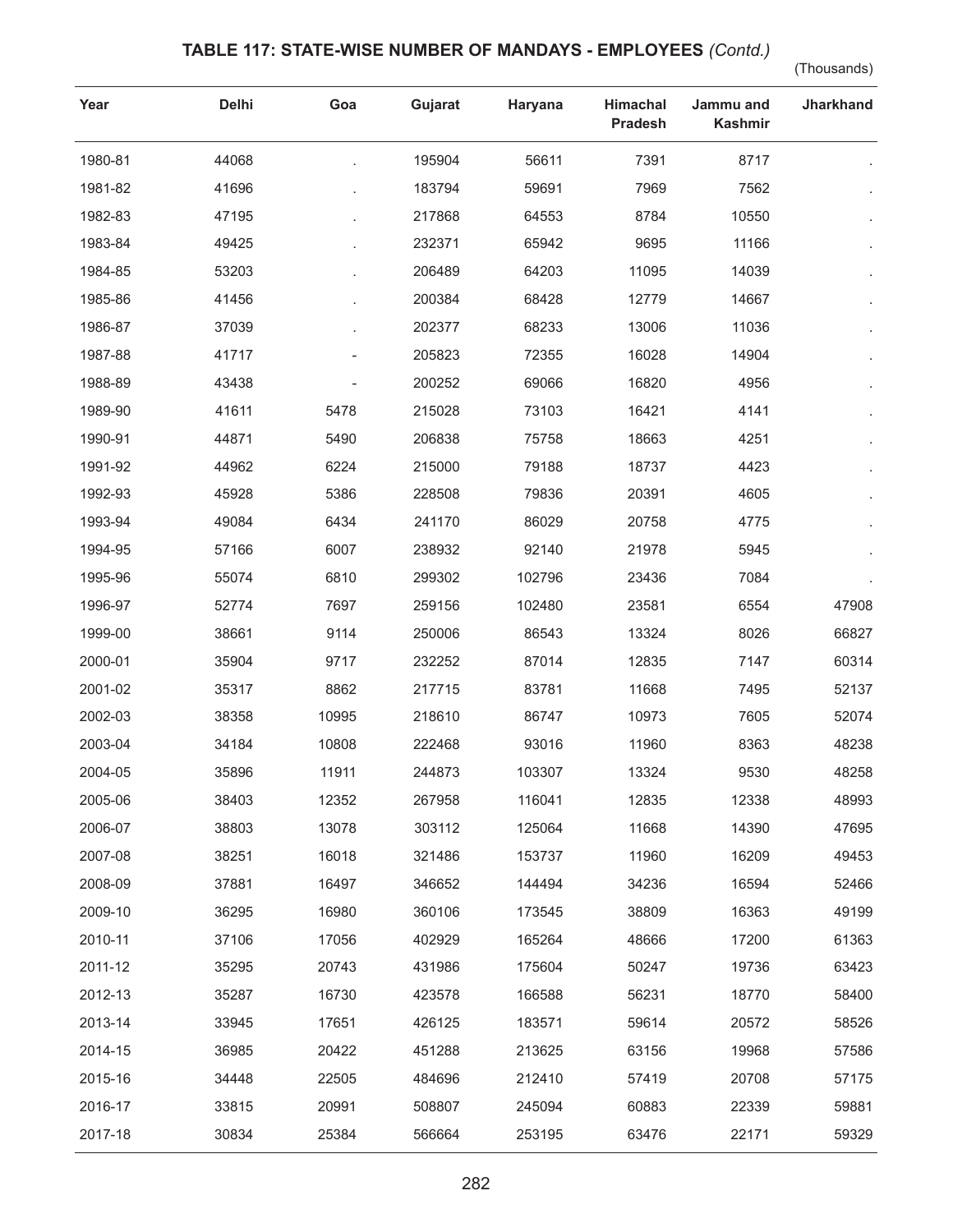## TABLE 117: STATE-WISE NUMBER OF MANDAYS - EMPLOYEES *(Contd.)*

(Thousands)

| Year | Delhi | Goa | Gujarat | Haryana | Himachal Pradesh | Jammu and Kashmir | Jharkhand |
|---|---|---|---|---|---|---|---|
| 1980-81 | 44068 | . | 195904 | 56611 | 7391 | 8717 | . |
| 1981-82 | 41696 | . | 183794 | 59691 | 7969 | 7562 | . |
| 1982-83 | 47195 | . | 217868 | 64553 | 8784 | 10550 | . |
| 1983-84 | 49425 | . | 232371 | 65942 | 9695 | 11166 | . |
| 1984-85 | 53203 | . | 206489 | 64203 | 11095 | 14039 | . |
| 1985-86 | 41456 | . | 200384 | 68428 | 12779 | 14667 | . |
| 1986-87 | 37039 | . | 202377 | 68233 | 13006 | 11036 | . |
| 1987-88 | 41717 | - | 205823 | 72355 | 16028 | 14904 | . |
| 1988-89 | 43438 | - | 200252 | 69066 | 16820 | 4956 | . |
| 1989-90 | 41611 | 5478 | 215028 | 73103 | 16421 | 4141 | . |
| 1990-91 | 44871 | 5490 | 206838 | 75758 | 18663 | 4251 | . |
| 1991-92 | 44962 | 6224 | 215000 | 79188 | 18737 | 4423 | . |
| 1992-93 | 45928 | 5386 | 228508 | 79836 | 20391 | 4605 | . |
| 1993-94 | 49084 | 6434 | 241170 | 86029 | 20758 | 4775 | . |
| 1994-95 | 57166 | 6007 | 238932 | 92140 | 21978 | 5945 | . |
| 1995-96 | 55074 | 6810 | 299302 | 102796 | 23436 | 7084 | . |
| 1996-97 | 52774 | 7697 | 259156 | 102480 | 23581 | 6554 | 47908 |
| 1999-00 | 38661 | 9114 | 250006 | 86543 | 13324 | 8026 | 66827 |
| 2000-01 | 35904 | 9717 | 232252 | 87014 | 12835 | 7147 | 60314 |
| 2001-02 | 35317 | 8862 | 217715 | 83781 | 11668 | 7495 | 52137 |
| 2002-03 | 38358 | 10995 | 218610 | 86747 | 10973 | 7605 | 52074 |
| 2003-04 | 34184 | 10808 | 222468 | 93016 | 11960 | 8363 | 48238 |
| 2004-05 | 35896 | 11911 | 244873 | 103307 | 13324 | 9530 | 48258 |
| 2005-06 | 38403 | 12352 | 267958 | 116041 | 12835 | 12338 | 48993 |
| 2006-07 | 38803 | 13078 | 303112 | 125064 | 11668 | 14390 | 47695 |
| 2007-08 | 38251 | 16018 | 321486 | 153737 | 11960 | 16209 | 49453 |
| 2008-09 | 37881 | 16497 | 346652 | 144494 | 34236 | 16594 | 52466 |
| 2009-10 | 36295 | 16980 | 360106 | 173545 | 38809 | 16363 | 49199 |
| 2010-11 | 37106 | 17056 | 402929 | 165264 | 48666 | 17200 | 61363 |
| 2011-12 | 35295 | 20743 | 431986 | 175604 | 50247 | 19736 | 63423 |
| 2012-13 | 35287 | 16730 | 423578 | 166588 | 56231 | 18770 | 58400 |
| 2013-14 | 33945 | 17651 | 426125 | 183571 | 59614 | 20572 | 58526 |
| 2014-15 | 36985 | 20422 | 451288 | 213625 | 63156 | 19968 | 57586 |
| 2015-16 | 34448 | 22505 | 484696 | 212410 | 57419 | 20708 | 57175 |
| 2016-17 | 33815 | 20991 | 508807 | 245094 | 60883 | 22339 | 59881 |
| 2017-18 | 30834 | 25384 | 566664 | 253195 | 63476 | 22171 | 59329 |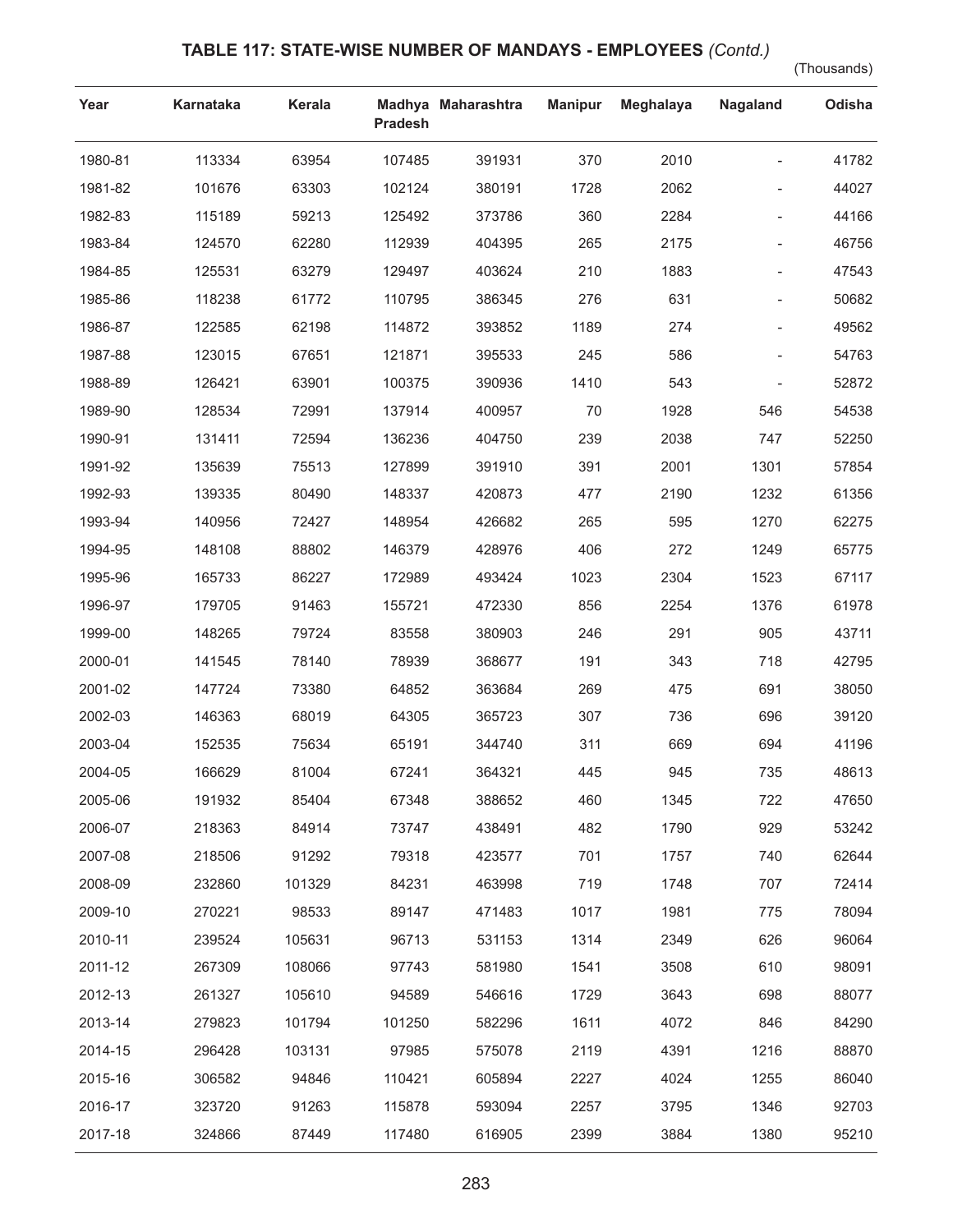## TABLE 117: STATE-WISE NUMBER OF MANDAYS - EMPLOYEES *(Contd.)*

(Thousands)

| Year | Karnataka | Kerala | Madhya Pradesh | Maharashtra | Manipur | Meghalaya | Nagaland | Odisha |
|---|---|---|---|---|---|---|---|---|
| 1980-81 | 113334 | 63954 | 107485 | 391931 | 370 | 2010 | - | 41782 |
| 1981-82 | 101676 | 63303 | 102124 | 380191 | 1728 | 2062 | - | 44027 |
| 1982-83 | 115189 | 59213 | 125492 | 373786 | 360 | 2284 | - | 44166 |
| 1983-84 | 124570 | 62280 | 112939 | 404395 | 265 | 2175 | - | 46756 |
| 1984-85 | 125531 | 63279 | 129497 | 403624 | 210 | 1883 | - | 47543 |
| 1985-86 | 118238 | 61772 | 110795 | 386345 | 276 | 631 | - | 50682 |
| 1986-87 | 122585 | 62198 | 114872 | 393852 | 1189 | 274 | - | 49562 |
| 1987-88 | 123015 | 67651 | 121871 | 395533 | 245 | 586 | - | 54763 |
| 1988-89 | 126421 | 63901 | 100375 | 390936 | 1410 | 543 | - | 52872 |
| 1989-90 | 128534 | 72991 | 137914 | 400957 | 70 | 1928 | 546 | 54538 |
| 1990-91 | 131411 | 72594 | 136236 | 404750 | 239 | 2038 | 747 | 52250 |
| 1991-92 | 135639 | 75513 | 127899 | 391910 | 391 | 2001 | 1301 | 57854 |
| 1992-93 | 139335 | 80490 | 148337 | 420873 | 477 | 2190 | 1232 | 61356 |
| 1993-94 | 140956 | 72427 | 148954 | 426682 | 265 | 595 | 1270 | 62275 |
| 1994-95 | 148108 | 88802 | 146379 | 428976 | 406 | 272 | 1249 | 65775 |
| 1995-96 | 165733 | 86227 | 172989 | 493424 | 1023 | 2304 | 1523 | 67117 |
| 1996-97 | 179705 | 91463 | 155721 | 472330 | 856 | 2254 | 1376 | 61978 |
| 1999-00 | 148265 | 79724 | 83558 | 380903 | 246 | 291 | 905 | 43711 |
| 2000-01 | 141545 | 78140 | 78939 | 368677 | 191 | 343 | 718 | 42795 |
| 2001-02 | 147724 | 73380 | 64852 | 363684 | 269 | 475 | 691 | 38050 |
| 2002-03 | 146363 | 68019 | 64305 | 365723 | 307 | 736 | 696 | 39120 |
| 2003-04 | 152535 | 75634 | 65191 | 344740 | 311 | 669 | 694 | 41196 |
| 2004-05 | 166629 | 81004 | 67241 | 364321 | 445 | 945 | 735 | 48613 |
| 2005-06 | 191932 | 85404 | 67348 | 388652 | 460 | 1345 | 722 | 47650 |
| 2006-07 | 218363 | 84914 | 73747 | 438491 | 482 | 1790 | 929 | 53242 |
| 2007-08 | 218506 | 91292 | 79318 | 423577 | 701 | 1757 | 740 | 62644 |
| 2008-09 | 232860 | 101329 | 84231 | 463998 | 719 | 1748 | 707 | 72414 |
| 2009-10 | 270221 | 98533 | 89147 | 471483 | 1017 | 1981 | 775 | 78094 |
| 2010-11 | 239524 | 105631 | 96713 | 531153 | 1314 | 2349 | 626 | 96064 |
| 2011-12 | 267309 | 108066 | 97743 | 581980 | 1541 | 3508 | 610 | 98091 |
| 2012-13 | 261327 | 105610 | 94589 | 546616 | 1729 | 3643 | 698 | 88077 |
| 2013-14 | 279823 | 101794 | 101250 | 582296 | 1611 | 4072 | 846 | 84290 |
| 2014-15 | 296428 | 103131 | 97985 | 575078 | 2119 | 4391 | 1216 | 88870 |
| 2015-16 | 306582 | 94846 | 110421 | 605894 | 2227 | 4024 | 1255 | 86040 |
| 2016-17 | 323720 | 91263 | 115878 | 593094 | 2257 | 3795 | 1346 | 92703 |
| 2017-18 | 324866 | 87449 | 117480 | 616905 | 2399 | 3884 | 1380 | 95210 |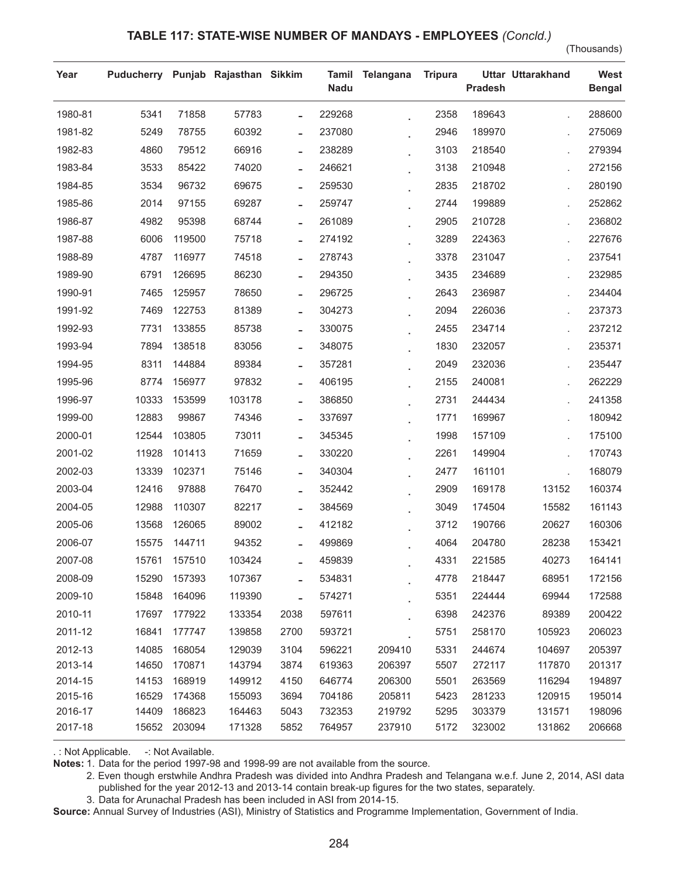## TABLE 117: STATE-WISE NUMBER OF MANDAYS - EMPLOYEES *(Concld.)*

(Thousands)

| Year | Puducherry | Punjab | Rajasthan | Sikkim | Tamil Nadu | Telangana | Tripura | Uttar Pradesh | Uttarakhand | West Bengal |
|---|---|---|---|---|---|---|---|---|---|---|
| 1980-81 | 5341 | 71858 | 57783 | - | 229268 | . | 2358 | 189643 | . | 288600 |
| 1981-82 | 5249 | 78755 | 60392 | - | 237080 | . | 2946 | 189970 | . | 275069 |
| 1982-83 | 4860 | 79512 | 66916 | - | 238289 | . | 3103 | 218540 | . | 279394 |
| 1983-84 | 3533 | 85422 | 74020 | - | 246621 | . | 3138 | 210948 | . | 272156 |
| 1984-85 | 3534 | 96732 | 69675 | - | 259530 | . | 2835 | 218702 | . | 280190 |
| 1985-86 | 2014 | 97155 | 69287 | - | 259747 | . | 2744 | 199889 | . | 252862 |
| 1986-87 | 4982 | 95398 | 68744 | - | 261089 | . | 2905 | 210728 | . | 236802 |
| 1987-88 | 6006 | 119500 | 75718 | - | 274192 | . | 3289 | 224363 | . | 227676 |
| 1988-89 | 4787 | 116977 | 74518 | - | 278743 | . | 3378 | 231047 | . | 237541 |
| 1989-90 | 6791 | 126695 | 86230 | - | 294350 | . | 3435 | 234689 | . | 232985 |
| 1990-91 | 7465 | 125957 | 78650 | - | 296725 | . | 2643 | 236987 | . | 234404 |
| 1991-92 | 7469 | 122753 | 81389 | - | 304273 | . | 2094 | 226036 | . | 237373 |
| 1992-93 | 7731 | 133855 | 85738 | - | 330075 | . | 2455 | 234714 | . | 237212 |
| 1993-94 | 7894 | 138518 | 83056 | - | 348075 | . | 1830 | 232057 | . | 235371 |
| 1994-95 | 8311 | 144884 | 89384 | - | 357281 | . | 2049 | 232036 | . | 235447 |
| 1995-96 | 8774 | 156977 | 97832 | - | 406195 | . | 2155 | 240081 | . | 262229 |
| 1996-97 | 10333 | 153599 | 103178 | - | 386850 | . | 2731 | 244434 | . | 241358 |
| 1999-00 | 12883 | 99867 | 74346 | - | 337697 | . | 1771 | 169967 | . | 180942 |
| 2000-01 | 12544 | 103805 | 73011 | - | 345345 | . | 1998 | 157109 | . | 175100 |
| 2001-02 | 11928 | 101413 | 71659 | - | 330220 | . | 2261 | 149904 | . | 170743 |
| 2002-03 | 13339 | 102371 | 75146 | - | 340304 | . | 2477 | 161101 | . | 168079 |
| 2003-04 | 12416 | 97888 | 76470 | - | 352442 | . | 2909 | 169178 | 13152 | 160374 |
| 2004-05 | 12988 | 110307 | 82217 | - | 384569 | . | 3049 | 174504 | 15582 | 161143 |
| 2005-06 | 13568 | 126065 | 89002 | - | 412182 | . | 3712 | 190766 | 20627 | 160306 |
| 2006-07 | 15575 | 144711 | 94352 | - | 499869 | . | 4064 | 204780 | 28238 | 153421 |
| 2007-08 | 15761 | 157510 | 103424 | - | 459839 | . | 4331 | 221585 | 40273 | 164141 |
| 2008-09 | 15290 | 157393 | 107367 | - | 534831 | . | 4778 | 218447 | 68951 | 172156 |
| 2009-10 | 15848 | 164096 | 119390 | - | 574271 | . | 5351 | 224444 | 69944 | 172588 |
| 2010-11 | 17697 | 177922 | 133354 | 2038 | 597611 | . | 6398 | 242376 | 89389 | 200422 |
| 2011-12 | 16841 | 177747 | 139858 | 2700 | 593721 | . | 5751 | 258170 | 105923 | 206023 |
| 2012-13 | 14085 | 168054 | 129039 | 3104 | 596221 | 209410 | 5331 | 244674 | 104697 | 205397 |
| 2013-14 | 14650 | 170871 | 143794 | 3874 | 619363 | 206397 | 5507 | 272117 | 117870 | 201317 |
| 2014-15 | 14153 | 168919 | 149912 | 4150 | 646774 | 206300 | 5501 | 263569 | 116294 | 194897 |
| 2015-16 | 16529 | 174368 | 155093 | 3694 | 704186 | 205811 | 5423 | 281233 | 120915 | 195014 |
| 2016-17 | 14409 | 186823 | 164463 | 5043 | 732353 | 219792 | 5295 | 303379 | 131571 | 198096 |
| 2017-18 | 15652 | 203094 | 171328 | 5852 | 764957 | 237910 | 5172 | 323002 | 131862 | 206668 |

. : Not Applicable. -: Not Available.

**Notes:** 1. Data for the period 1997-98 and 1998-99 are not available from the source.

2. Even though erstwhile Andhra Pradesh was divided into Andhra Pradesh and Telangana w.e.f. June 2, 2014, ASI data published for the year 2012-13 and 2013-14 contain break-up figures for the two states, separately.

3. Data for Arunachal Pradesh has been included in ASI from 2014-15.

**Source:** Annual Survey of Industries (ASI), Ministry of Statistics and Programme Implementation, Government of India.